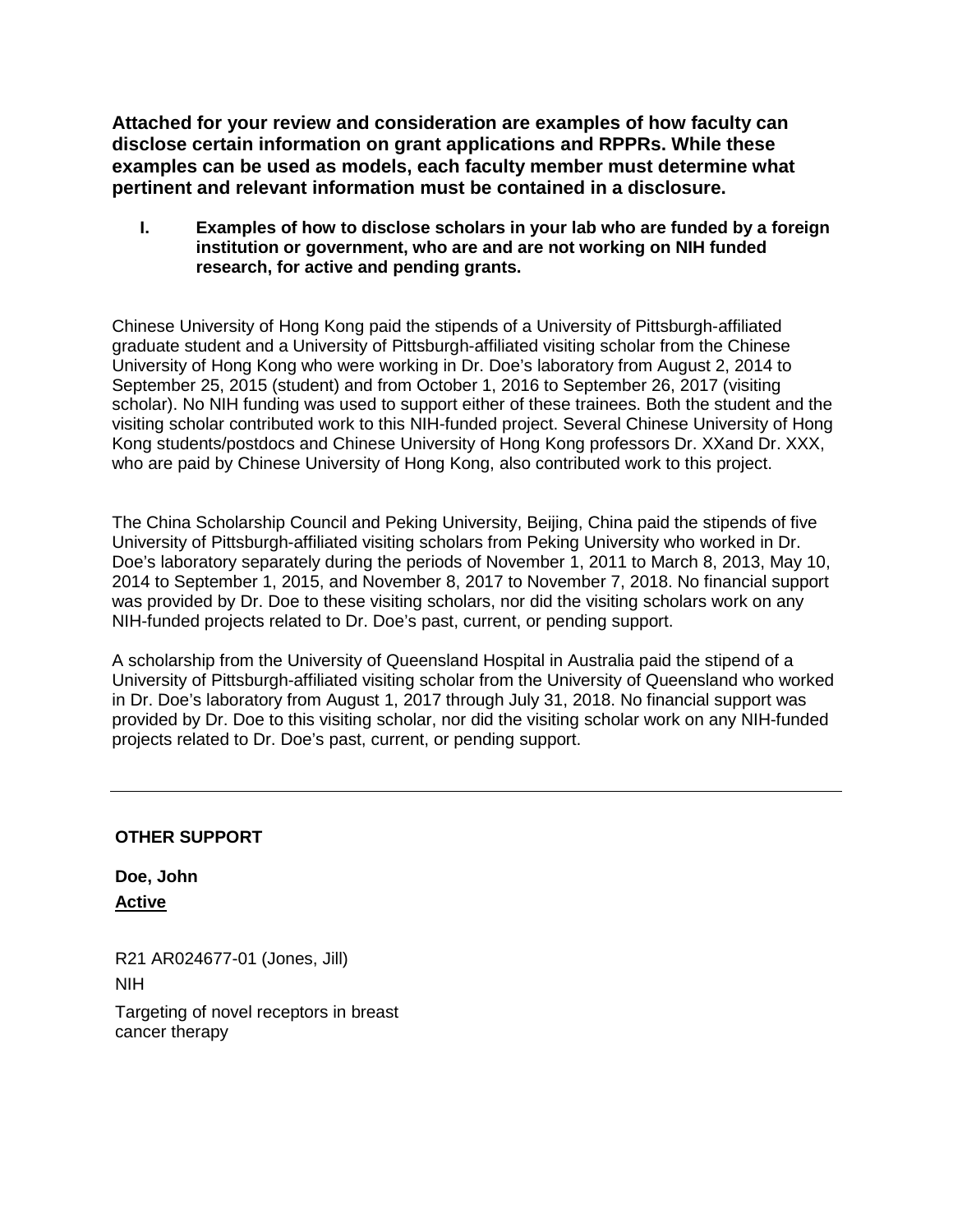**Attached for your review and consideration are examples of how faculty can disclose certain information on grant applications and RPPRs. While these examples can be used as models, each faculty member must determine what pertinent and relevant information must be contained in a disclosure.**

**I. Examples of how to disclose scholars in your lab who are funded by a foreign institution or government, who are and are not working on NIH funded research, for active and pending grants.**

Chinese University of Hong Kong paid the stipends of a University of Pittsburgh-affiliated graduate student and a University of Pittsburgh-affiliated visiting scholar from the Chinese University of Hong Kong who were working in Dr. Doe's laboratory from August 2, 2014 to September 25, 2015 (student) and from October 1, 2016 to September 26, 2017 (visiting scholar). No NIH funding was used to support either of these trainees. Both the student and the visiting scholar contributed work to this NIH-funded project. Several Chinese University of Hong Kong students/postdocs and Chinese University of Hong Kong professors Dr. XXand Dr. XXX, who are paid by Chinese University of Hong Kong, also contributed work to this project.

The China Scholarship Council and Peking University, Beijing, China paid the stipends of five University of Pittsburgh-affiliated visiting scholars from Peking University who worked in Dr. Doe's laboratory separately during the periods of November 1, 2011 to March 8, 2013, May 10, 2014 to September 1, 2015, and November 8, 2017 to November 7, 2018. No financial support was provided by Dr. Doe to these visiting scholars, nor did the visiting scholars work on any NIH-funded projects related to Dr. Doe's past, current, or pending support.

A scholarship from the University of Queensland Hospital in Australia paid the stipend of a University of Pittsburgh-affiliated visiting scholar from the University of Queensland who worked in Dr. Doe's laboratory from August 1, 2017 through July 31, 2018. No financial support was provided by Dr. Doe to this visiting scholar, nor did the visiting scholar work on any NIH-funded projects related to Dr. Doe's past, current, or pending support.

---

**OTHER SUPPORT**

**Doe, John**

**Active**

R21 AR024677-01 (Jones, Jill)

NIH

Targeting of novel receptors in breast cancer therapy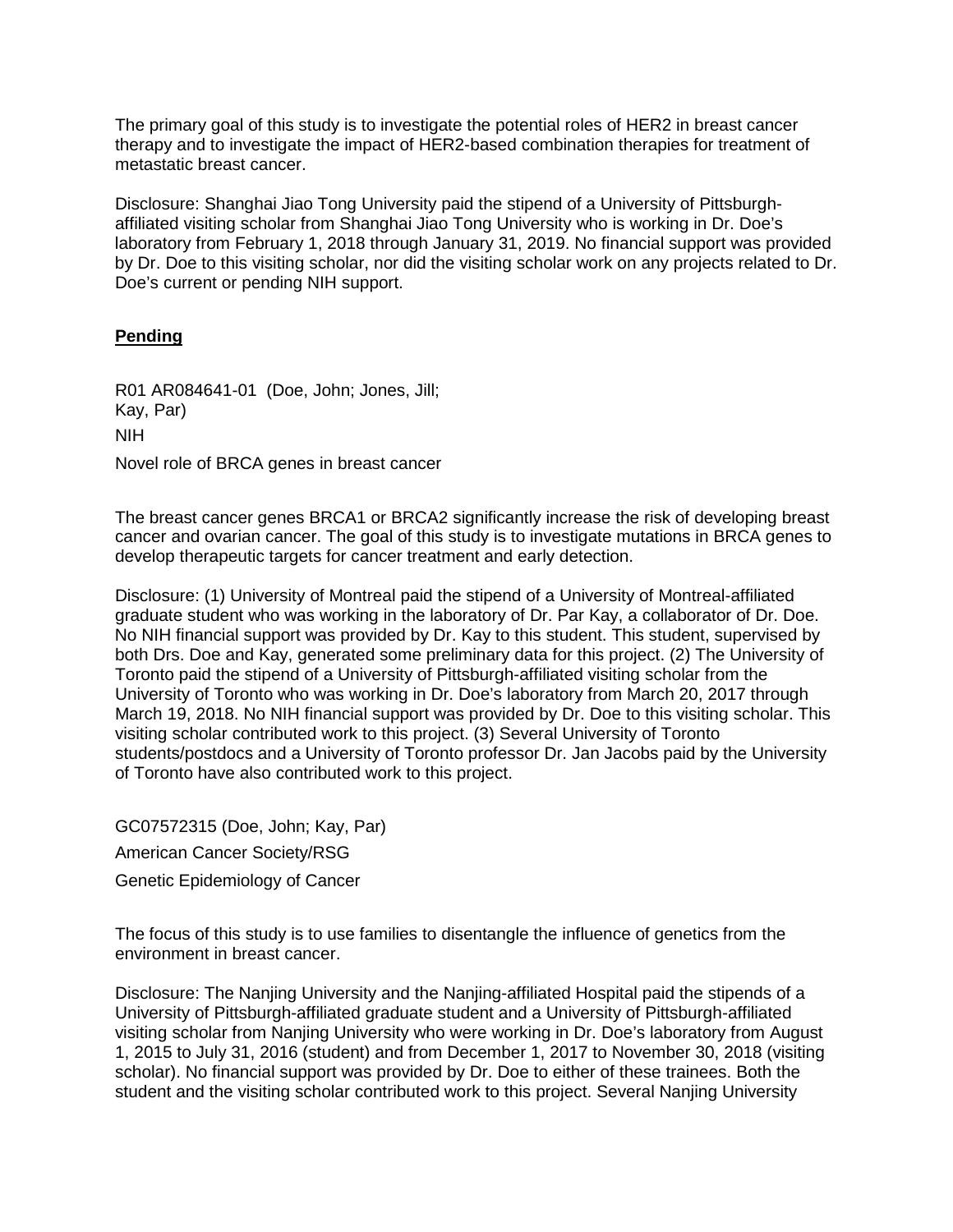The primary goal of this study is to investigate the potential roles of HER2 in breast cancer therapy and to investigate the impact of HER2-based combination therapies for treatment of metastatic breast cancer.

Disclosure: Shanghai Jiao Tong University paid the stipend of a University of Pittsburgh-affiliated visiting scholar from Shanghai Jiao Tong University who is working in Dr. Doe's laboratory from February 1, 2018 through January 31, 2019. No financial support was provided by Dr. Doe to this visiting scholar, nor did the visiting scholar work on any projects related to Dr. Doe's current or pending NIH support.

**Pending**

R01 AR084641-01 (Doe, John; Jones, Jill; Kay, Par)

NIH

Novel role of BRCA genes in breast cancer

The breast cancer genes BRCA1 or BRCA2 significantly increase the risk of developing breast cancer and ovarian cancer. The goal of this study is to investigate mutations in BRCA genes to develop therapeutic targets for cancer treatment and early detection.

Disclosure: (1) University of Montreal paid the stipend of a University of Montreal-affiliated graduate student who was working in the laboratory of Dr. Par Kay, a collaborator of Dr. Doe. No NIH financial support was provided by Dr. Kay to this student. This student, supervised by both Drs. Doe and Kay, generated some preliminary data for this project. (2) The University of Toronto paid the stipend of a University of Pittsburgh-affiliated visiting scholar from the University of Toronto who was working in Dr. Doe's laboratory from March 20, 2017 through March 19, 2018. No NIH financial support was provided by Dr. Doe to this visiting scholar. This visiting scholar contributed work to this project. (3) Several University of Toronto students/postdocs and a University of Toronto professor Dr. Jan Jacobs paid by the University of Toronto have also contributed work to this project.

GC07572315 (Doe, John; Kay, Par)

American Cancer Society/RSG

Genetic Epidemiology of Cancer

The focus of this study is to use families to disentangle the influence of genetics from the environment in breast cancer.

Disclosure: The Nanjing University and the Nanjing-affiliated Hospital paid the stipends of a University of Pittsburgh-affiliated graduate student and a University of Pittsburgh-affiliated visiting scholar from Nanjing University who were working in Dr. Doe's laboratory from August 1, 2015 to July 31, 2016 (student) and from December 1, 2017 to November 30, 2018 (visiting scholar). No financial support was provided by Dr. Doe to either of these trainees. Both the student and the visiting scholar contributed work to this project. Several Nanjing University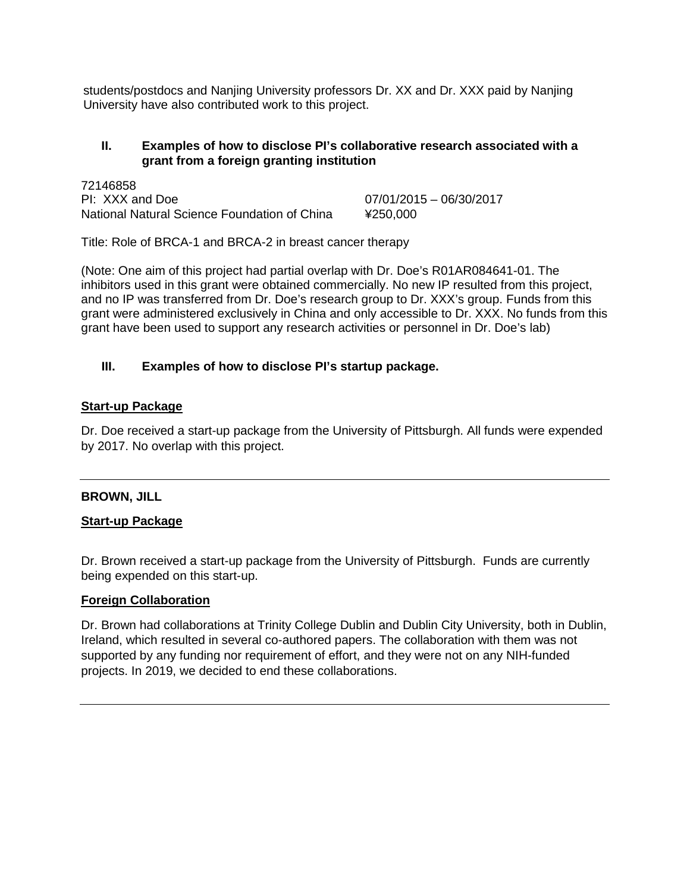students/postdocs and Nanjing University professors Dr. XX and Dr. XXX paid by Nanjing University have also contributed work to this project.

## II. Examples of how to disclose PI's collaborative research associated with a grant from a foreign granting institution

72146858
PI: XXX and Doe 07/01/2015 – 06/30/2017
National Natural Science Foundation of China ¥250,000

Title: Role of BRCA-1 and BRCA-2 in breast cancer therapy

(Note: One aim of this project had partial overlap with Dr. Doe's R01AR084641-01. The inhibitors used in this grant were obtained commercially. No new IP resulted from this project, and no IP was transferred from Dr. Doe's research group to Dr. XXX's group. Funds from this grant were administered exclusively in China and only accessible to Dr. XXX. No funds from this grant have been used to support any research activities or personnel in Dr. Doe's lab)

## III. Examples of how to disclose PI's startup package.

**Start-up Package**

Dr. Doe received a start-up package from the University of Pittsburgh. All funds were expended by 2017. No overlap with this project.

---

**BROWN, JILL**

**Start-up Package**

Dr. Brown received a start-up package from the University of Pittsburgh. Funds are currently being expended on this start-up.

**Foreign Collaboration**

Dr. Brown had collaborations at Trinity College Dublin and Dublin City University, both in Dublin, Ireland, which resulted in several co-authored papers. The collaboration with them was not supported by any funding nor requirement of effort, and they were not on any NIH-funded projects. In 2019, we decided to end these collaborations.

---